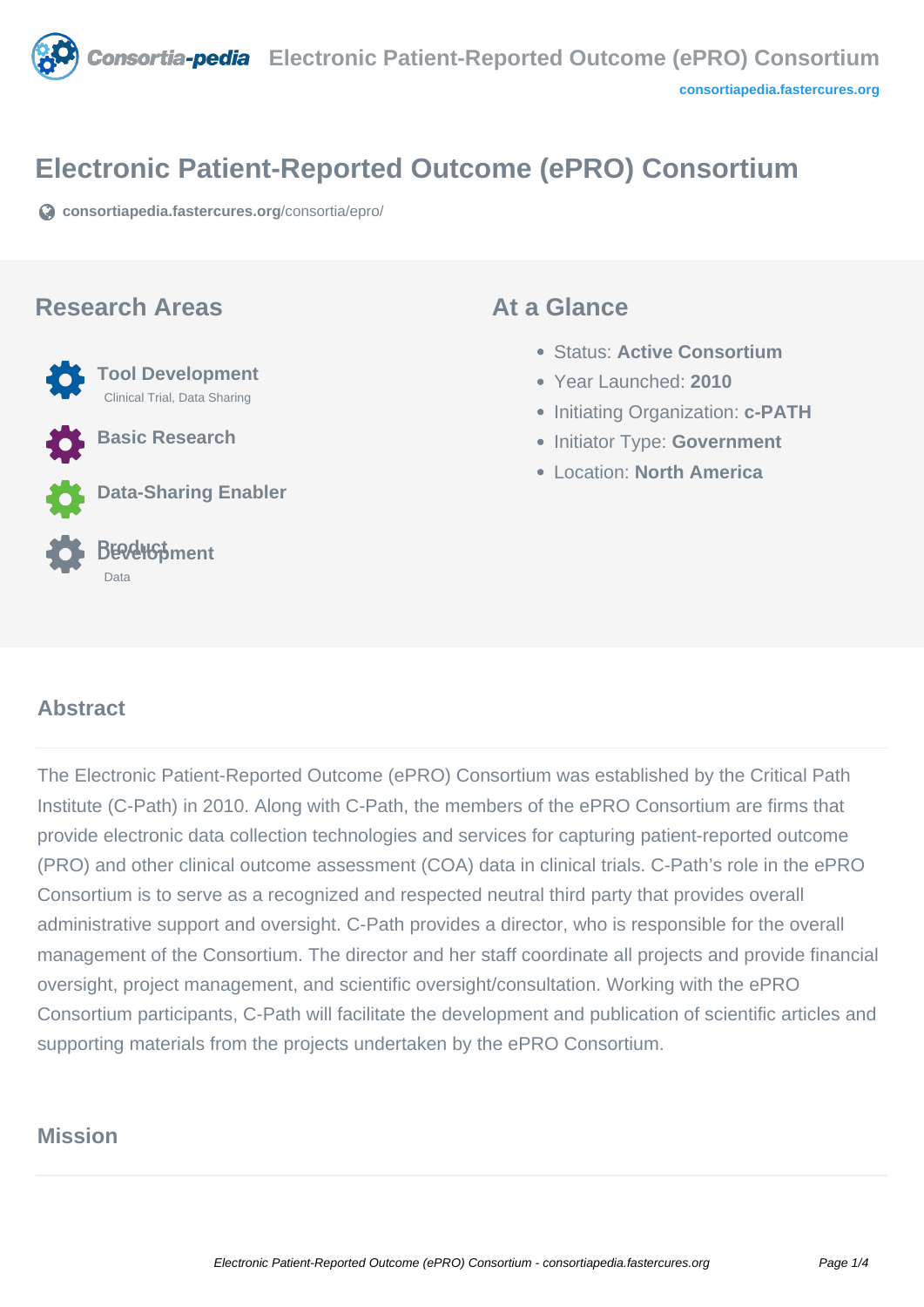# Electronic Patient-Reported Outcome (ePRO) Consortium

consortiapedia.fastercures.org/consortia/epro/

## Research Areas

**Tool Development**
Clinical Trial, Data Sharing

**Basic Research**

**Data-Sharing Enabler**

**Product Development**
Data

## At a Glance

- Status: **Active Consortium**
- Year Launched: **2010**
- Initiating Organization: **c-PATH**
- Initiator Type: **Government**
- Location: **North America**

## Abstract

The Electronic Patient-Reported Outcome (ePRO) Consortium was established by the Critical Path Institute (C-Path) in 2010. Along with C-Path, the members of the ePRO Consortium are firms that provide electronic data collection technologies and services for capturing patient-reported outcome (PRO) and other clinical outcome assessment (COA) data in clinical trials. C-Path's role in the ePRO Consortium is to serve as a recognized and respected neutral third party that provides overall administrative support and oversight. C-Path provides a director, who is responsible for the overall management of the Consortium. The director and her staff coordinate all projects and provide financial oversight, project management, and scientific oversight/consultation. Working with the ePRO Consortium participants, C-Path will facilitate the development and publication of scientific articles and supporting materials from the projects undertaken by the ePRO Consortium.

## Mission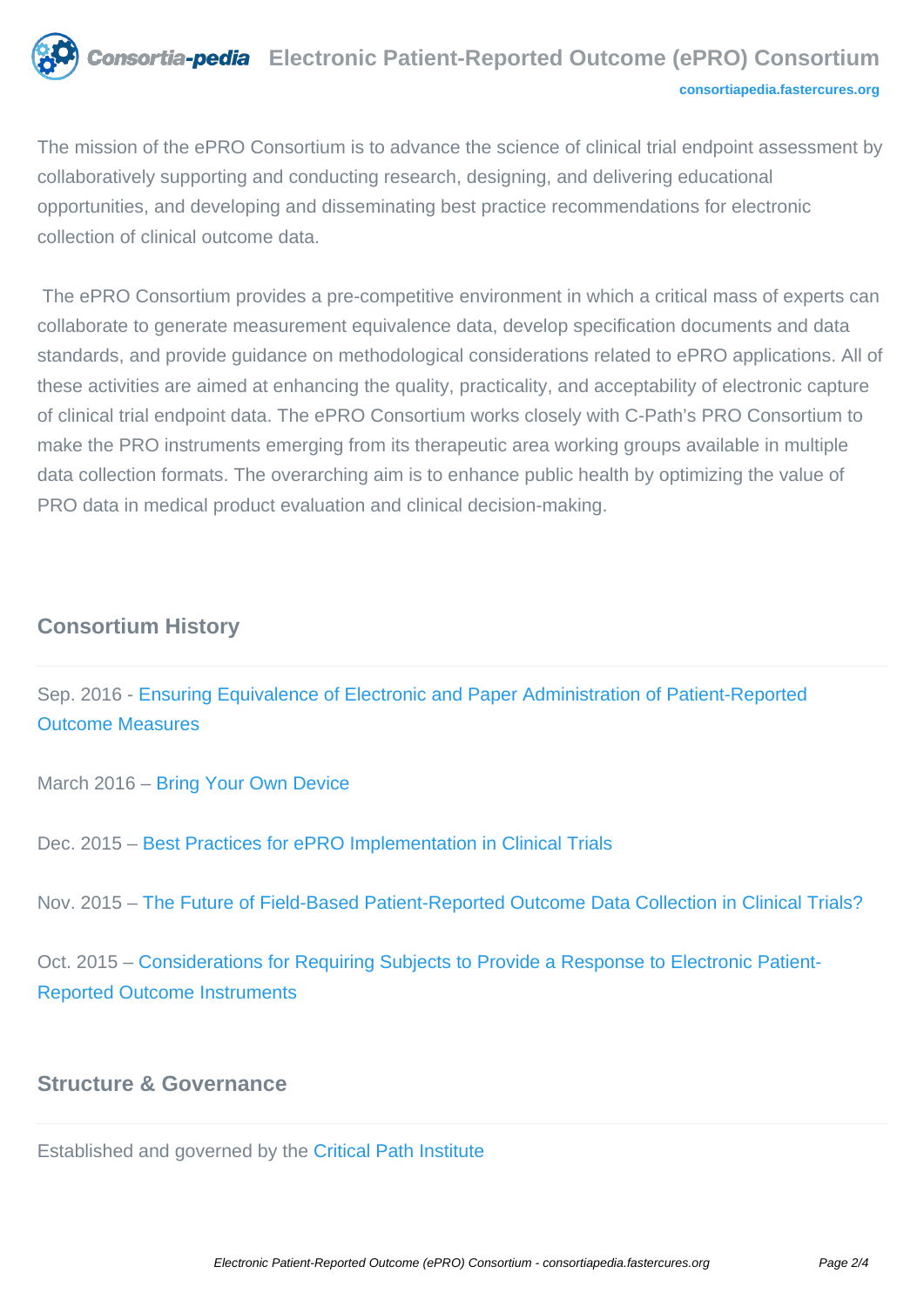The mission of the ePRO Consortium is to advance the science of clinical trial endpoint assessment by collaboratively supporting and conducting research, designing, and delivering educational opportunities, and developing and disseminating best practice recommendations for electronic collection of clinical outcome data.

The ePRO Consortium provides a pre-competitive environment in which a critical mass of experts can collaborate to generate measurement equivalence data, develop specification documents and data standards, and provide guidance on methodological considerations related to ePRO applications. All of these activities are aimed at enhancing the quality, practicality, and acceptability of electronic capture of clinical trial endpoint data. The ePRO Consortium works closely with C-Path's PRO Consortium to make the PRO instruments emerging from its therapeutic area working groups available in multiple data collection formats. The overarching aim is to enhance public health by optimizing the value of PRO data in medical product evaluation and clinical decision-making.

## Consortium History

Sep. 2016 - Ensuring Equivalence of Electronic and Paper Administration of Patient-Reported Outcome Measures

March 2016 – Bring Your Own Device

Dec. 2015 – Best Practices for ePRO Implementation in Clinical Trials

Nov. 2015 – The Future of Field-Based Patient-Reported Outcome Data Collection in Clinical Trials?

Oct. 2015 – Considerations for Requiring Subjects to Provide a Response to Electronic Patient-Reported Outcome Instruments

## Structure & Governance

Established and governed by the Critical Path Institute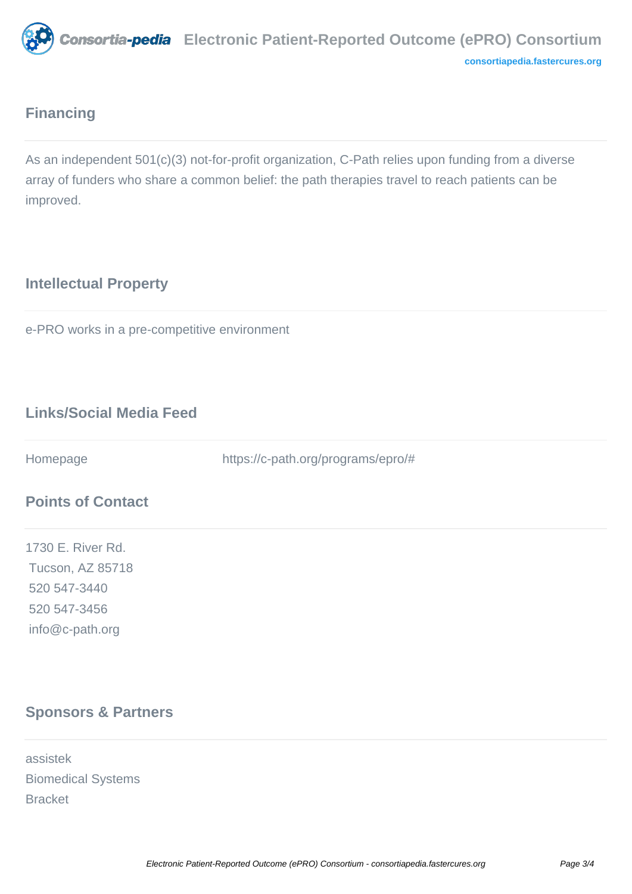## Financing

As an independent 501(c)(3) not-for-profit organization, C-Path relies upon funding from a diverse array of funders who share a common belief: the path therapies travel to reach patients can be improved.

## Intellectual Property

e-PRO works in a pre-competitive environment

## Links/Social Media Feed

| | |
|---|---|
| Homepage | https://c-path.org/programs/epro/# |

## Points of Contact

1730 E. River Rd.
Tucson, AZ 85718
520 547-3440
520 547-3456
info@c-path.org

## Sponsors & Partners

assistek
Biomedical Systems
Bracket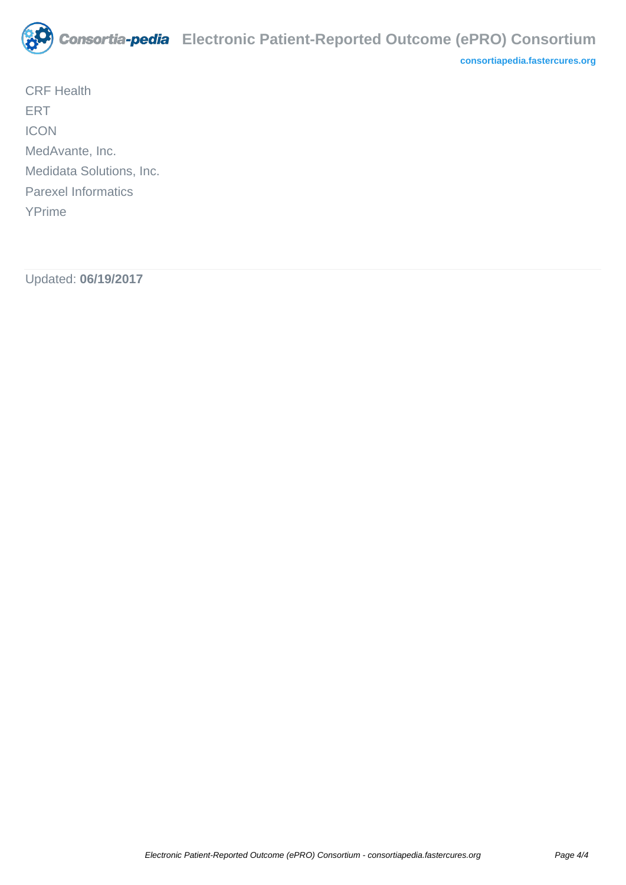CRF Health
ERT
ICON
MedAvante, Inc.
Medidata Solutions, Inc.
Parexel Informatics
YPrime

Updated: **06/19/2017**